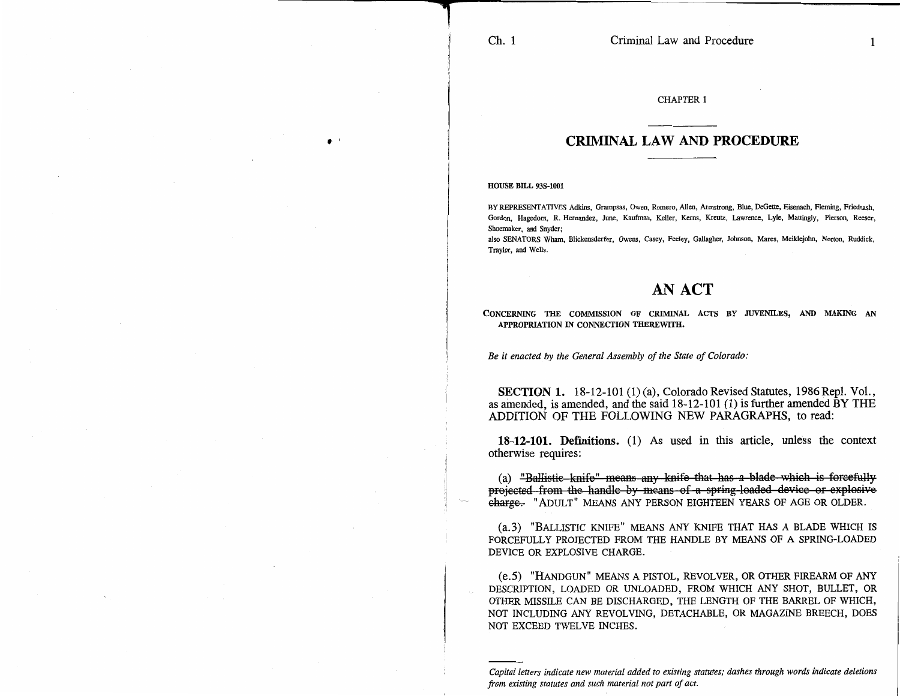CHAPTER 1

# CRIMINAL LAW AND PROCEDURE

**HOUSE BILL 93S-1001**

BY REPRESENTATIVES Adkins, Grampsas, Owen, Romero, Allen, Armstrong, Blue, DeGette, Eisenach, Fleming, Friednash, Gordon, Hagedorn, R. Hernandez, June, Kaufman, Keller, Kerns, Kreutz, Lawrence, Lyle, Mattingly, Pierson, Reeser, Shoemaker, and Snyder;
also SENATORS Wham, Blickensderfer, Owens, Casey, Feeley, Gallagher, Johnson, Mares, Meiklejohn, Norton, Ruddick, Traylor, and Wells.

# AN ACT

CONCERNING THE COMMISSION OF CRIMINAL ACTS BY JUVENILES, AND MAKING AN APPROPRIATION IN CONNECTION THEREWITH.

*Be it enacted by the General Assembly of the State of Colorado:*

**SECTION 1.** 18-12-101 (1) (a), Colorado Revised Statutes, 1986 Repl. Vol., as amended, is amended, and the said 18-12-101 (1) is further amended BY THE ADDITION OF THE FOLLOWING NEW PARAGRAPHS, to read:

**18-12-101. Definitions.** (1) As used in this article, unless the context otherwise requires:

(a) ~~"Ballistic knife" means any knife that has a blade which is forcefully projected from the handle by means of a spring-loaded device or explosive charge.~~ "ADULT" MEANS ANY PERSON EIGHTEEN YEARS OF AGE OR OLDER.

(a.3) "BALLISTIC KNIFE" MEANS ANY KNIFE THAT HAS A BLADE WHICH IS FORCEFULLY PROJECTED FROM THE HANDLE BY MEANS OF A SPRING-LOADED DEVICE OR EXPLOSIVE CHARGE.

(e.5) "HANDGUN" MEANS A PISTOL, REVOLVER, OR OTHER FIREARM OF ANY DESCRIPTION, LOADED OR UNLOADED, FROM WHICH ANY SHOT, BULLET, OR OTHER MISSILE CAN BE DISCHARGED, THE LENGTH OF THE BARREL OF WHICH, NOT INCLUDING ANY REVOLVING, DETACHABLE, OR MAGAZINE BREECH, DOES NOT EXCEED TWELVE INCHES.

---

*Capital letters indicate new material added to existing statutes; dashes through words indicate deletions from existing statutes and such material not part of act.*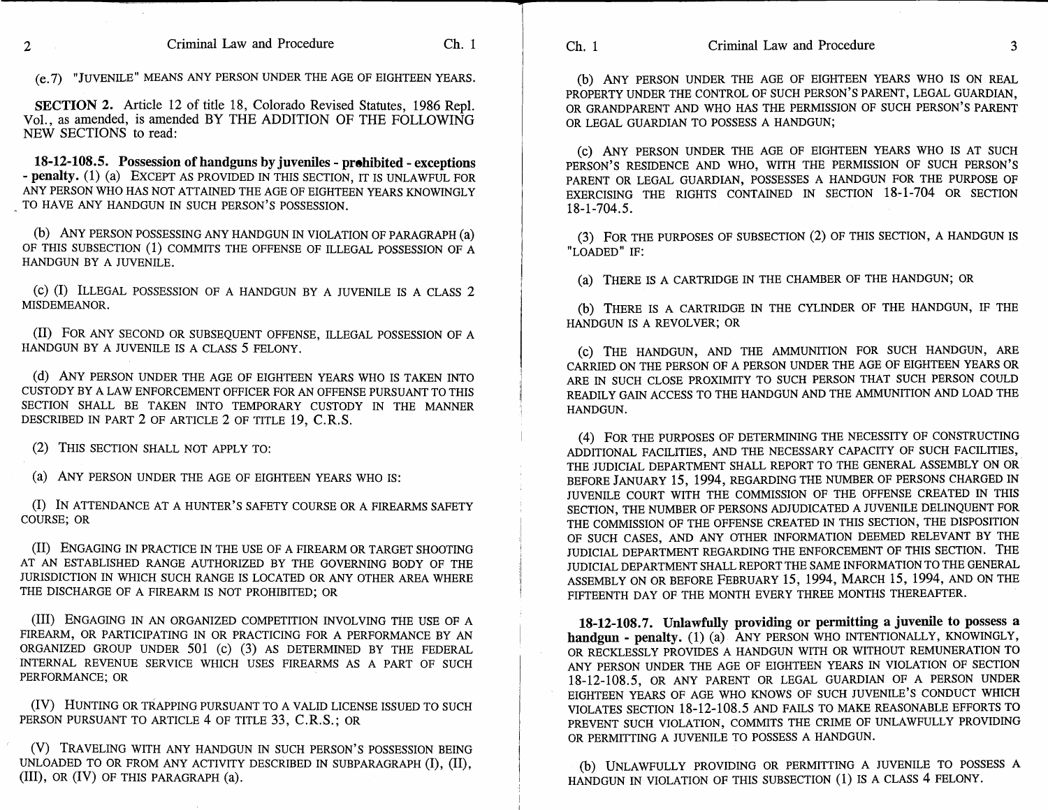(e.7) "JUVENILE" MEANS ANY PERSON UNDER THE AGE OF EIGHTEEN YEARS.

**SECTION 2.** Article 12 of title 18, Colorado Revised Statutes, 1986 Repl. Vol., as amended, is amended BY THE ADDITION OF THE FOLLOWING NEW SECTIONS to read:

**18-12-108.5. Possession of handguns by juveniles - prohibited - exceptions - penalty.** (1) (a) EXCEPT AS PROVIDED IN THIS SECTION, IT IS UNLAWFUL FOR ANY PERSON WHO HAS NOT ATTAINED THE AGE OF EIGHTEEN YEARS KNOWINGLY TO HAVE ANY HANDGUN IN SUCH PERSON'S POSSESSION.

(b) ANY PERSON POSSESSING ANY HANDGUN IN VIOLATION OF PARAGRAPH (a) OF THIS SUBSECTION (1) COMMITS THE OFFENSE OF ILLEGAL POSSESSION OF A HANDGUN BY A JUVENILE.

(c) (I) ILLEGAL POSSESSION OF A HANDGUN BY A JUVENILE IS A CLASS 2 MISDEMEANOR.

(II) FOR ANY SECOND OR SUBSEQUENT OFFENSE, ILLEGAL POSSESSION OF A HANDGUN BY A JUVENILE IS A CLASS 5 FELONY.

(d) ANY PERSON UNDER THE AGE OF EIGHTEEN YEARS WHO IS TAKEN INTO CUSTODY BY A LAW ENFORCEMENT OFFICER FOR AN OFFENSE PURSUANT TO THIS SECTION SHALL BE TAKEN INTO TEMPORARY CUSTODY IN THE MANNER DESCRIBED IN PART 2 OF ARTICLE 2 OF TITLE 19, C.R.S.

(2) THIS SECTION SHALL NOT APPLY TO:

(a) ANY PERSON UNDER THE AGE OF EIGHTEEN YEARS WHO IS:

(I) IN ATTENDANCE AT A HUNTER'S SAFETY COURSE OR A FIREARMS SAFETY COURSE; OR

(II) ENGAGING IN PRACTICE IN THE USE OF A FIREARM OR TARGET SHOOTING AT AN ESTABLISHED RANGE AUTHORIZED BY THE GOVERNING BODY OF THE JURISDICTION IN WHICH SUCH RANGE IS LOCATED OR ANY OTHER AREA WHERE THE DISCHARGE OF A FIREARM IS NOT PROHIBITED; OR

(III) ENGAGING IN AN ORGANIZED COMPETITION INVOLVING THE USE OF A FIREARM, OR PARTICIPATING IN OR PRACTICING FOR A PERFORMANCE BY AN ORGANIZED GROUP UNDER 501 (c) (3) AS DETERMINED BY THE FEDERAL INTERNAL REVENUE SERVICE WHICH USES FIREARMS AS A PART OF SUCH PERFORMANCE; OR

(IV) HUNTING OR TRAPPING PURSUANT TO A VALID LICENSE ISSUED TO SUCH PERSON PURSUANT TO ARTICLE 4 OF TITLE 33, C.R.S.; OR

(V) TRAVELING WITH ANY HANDGUN IN SUCH PERSON'S POSSESSION BEING UNLOADED TO OR FROM ANY ACTIVITY DESCRIBED IN SUBPARAGRAPH (I), (II), (III), OR (IV) OF THIS PARAGRAPH (a).

(b) ANY PERSON UNDER THE AGE OF EIGHTEEN YEARS WHO IS ON REAL PROPERTY UNDER THE CONTROL OF SUCH PERSON'S PARENT, LEGAL GUARDIAN, OR GRANDPARENT AND WHO HAS THE PERMISSION OF SUCH PERSON'S PARENT OR LEGAL GUARDIAN TO POSSESS A HANDGUN;

(c) ANY PERSON UNDER THE AGE OF EIGHTEEN YEARS WHO IS AT SUCH PERSON'S RESIDENCE AND WHO, WITH THE PERMISSION OF SUCH PERSON'S PARENT OR LEGAL GUARDIAN, POSSESSES A HANDGUN FOR THE PURPOSE OF EXERCISING THE RIGHTS CONTAINED IN SECTION 18-1-704 OR SECTION 18-1-704.5.

(3) FOR THE PURPOSES OF SUBSECTION (2) OF THIS SECTION, A HANDGUN IS "LOADED" IF:

(a) THERE IS A CARTRIDGE IN THE CHAMBER OF THE HANDGUN; OR

(b) THERE IS A CARTRIDGE IN THE CYLINDER OF THE HANDGUN, IF THE HANDGUN IS A REVOLVER; OR

(c) THE HANDGUN, AND THE AMMUNITION FOR SUCH HANDGUN, ARE CARRIED ON THE PERSON OF A PERSON UNDER THE AGE OF EIGHTEEN YEARS OR ARE IN SUCH CLOSE PROXIMITY TO SUCH PERSON THAT SUCH PERSON COULD READILY GAIN ACCESS TO THE HANDGUN AND THE AMMUNITION AND LOAD THE HANDGUN.

(4) FOR THE PURPOSES OF DETERMINING THE NECESSITY OF CONSTRUCTING ADDITIONAL FACILITIES, AND THE NECESSARY CAPACITY OF SUCH FACILITIES, THE JUDICIAL DEPARTMENT SHALL REPORT TO THE GENERAL ASSEMBLY ON OR BEFORE JANUARY 15, 1994, REGARDING THE NUMBER OF PERSONS CHARGED IN JUVENILE COURT WITH THE COMMISSION OF THE OFFENSE CREATED IN THIS SECTION, THE NUMBER OF PERSONS ADJUDICATED A JUVENILE DELINQUENT FOR THE COMMISSION OF THE OFFENSE CREATED IN THIS SECTION, THE DISPOSITION OF SUCH CASES, AND ANY OTHER INFORMATION DEEMED RELEVANT BY THE JUDICIAL DEPARTMENT REGARDING THE ENFORCEMENT OF THIS SECTION. THE JUDICIAL DEPARTMENT SHALL REPORT THE SAME INFORMATION TO THE GENERAL ASSEMBLY ON OR BEFORE FEBRUARY 15, 1994, MARCH 15, 1994, AND ON THE FIFTEENTH DAY OF THE MONTH EVERY THREE MONTHS THEREAFTER.

**18-12-108.7. Unlawfully providing or permitting a juvenile to possess a handgun - penalty.** (1) (a) ANY PERSON WHO INTENTIONALLY, KNOWINGLY, OR RECKLESSLY PROVIDES A HANDGUN WITH OR WITHOUT REMUNERATION TO ANY PERSON UNDER THE AGE OF EIGHTEEN YEARS IN VIOLATION OF SECTION 18-12-108.5, OR ANY PARENT OR LEGAL GUARDIAN OF A PERSON UNDER EIGHTEEN YEARS OF AGE WHO KNOWS OF SUCH JUVENILE'S CONDUCT WHICH VIOLATES SECTION 18-12-108.5 AND FAILS TO MAKE REASONABLE EFFORTS TO PREVENT SUCH VIOLATION, COMMITS THE CRIME OF UNLAWFULLY PROVIDING OR PERMITTING A JUVENILE TO POSSESS A HANDGUN.

(b) UNLAWFULLY PROVIDING OR PERMITTING A JUVENILE TO POSSESS A HANDGUN IN VIOLATION OF THIS SUBSECTION (1) IS A CLASS 4 FELONY.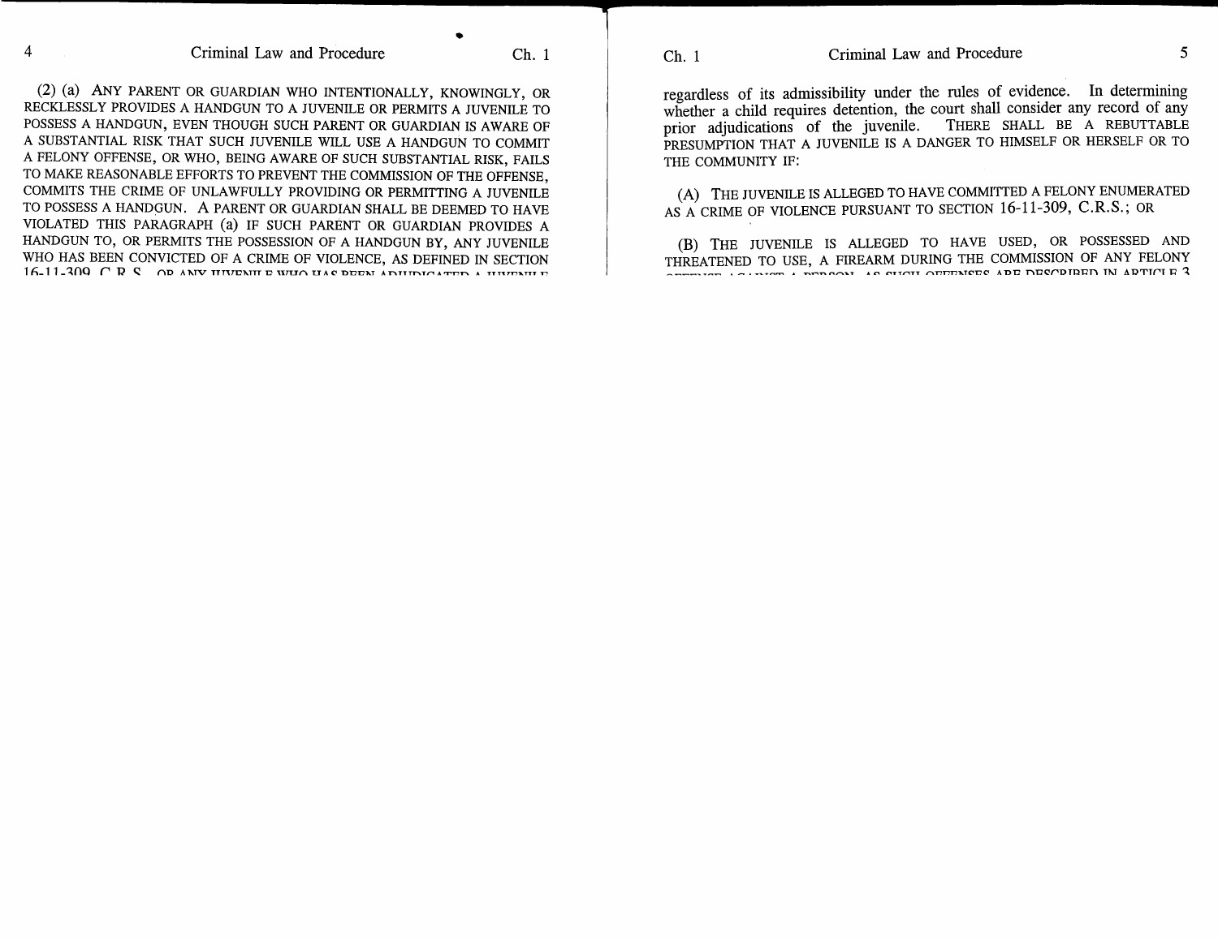(2) (a) ANY PARENT OR GUARDIAN WHO INTENTIONALLY, KNOWINGLY, OR RECKLESSLY PROVIDES A HANDGUN TO A JUVENILE OR PERMITS A JUVENILE TO POSSESS A HANDGUN, EVEN THOUGH SUCH PARENT OR GUARDIAN IS AWARE OF A SUBSTANTIAL RISK THAT SUCH JUVENILE WILL USE A HANDGUN TO COMMIT A FELONY OFFENSE, OR WHO, BEING AWARE OF SUCH SUBSTANTIAL RISK, FAILS TO MAKE REASONABLE EFFORTS TO PREVENT THE COMMISSION OF THE OFFENSE, COMMITS THE CRIME OF UNLAWFULLY PROVIDING OR PERMITTING A JUVENILE TO POSSESS A HANDGUN. A PARENT OR GUARDIAN SHALL BE DEEMED TO HAVE VIOLATED THIS PARAGRAPH (a) IF SUCH PARENT OR GUARDIAN PROVIDES A HANDGUN TO, OR PERMITS THE POSSESSION OF A HANDGUN BY, ANY JUVENILE WHO HAS BEEN CONVICTED OF A CRIME OF VIOLENCE, AS DEFINED IN SECTION 16-11-309, C.R.S., OR ANY JUVENILE WHO HAS BEEN ADJUDICATED A JUVENILE

regardless of its admissibility under the rules of evidence. In determining whether a child requires detention, the court shall consider any record of any prior adjudications of the juvenile. THERE SHALL BE A REBUTTABLE PRESUMPTION THAT A JUVENILE IS A DANGER TO HIMSELF OR HERSELF OR TO THE COMMUNITY IF:

(A) THE JUVENILE IS ALLEGED TO HAVE COMMITTED A FELONY ENUMERATED AS A CRIME OF VIOLENCE PURSUANT TO SECTION 16-11-309, C.R.S.; OR

(B) THE JUVENILE IS ALLEGED TO HAVE USED, OR POSSESSED AND THREATENED TO USE, A FIREARM DURING THE COMMISSION OF ANY FELONY OFFENSE AGAINST A PERSON, AS SUCH OFFENSES ARE DESCRIBED IN ARTICLE 3